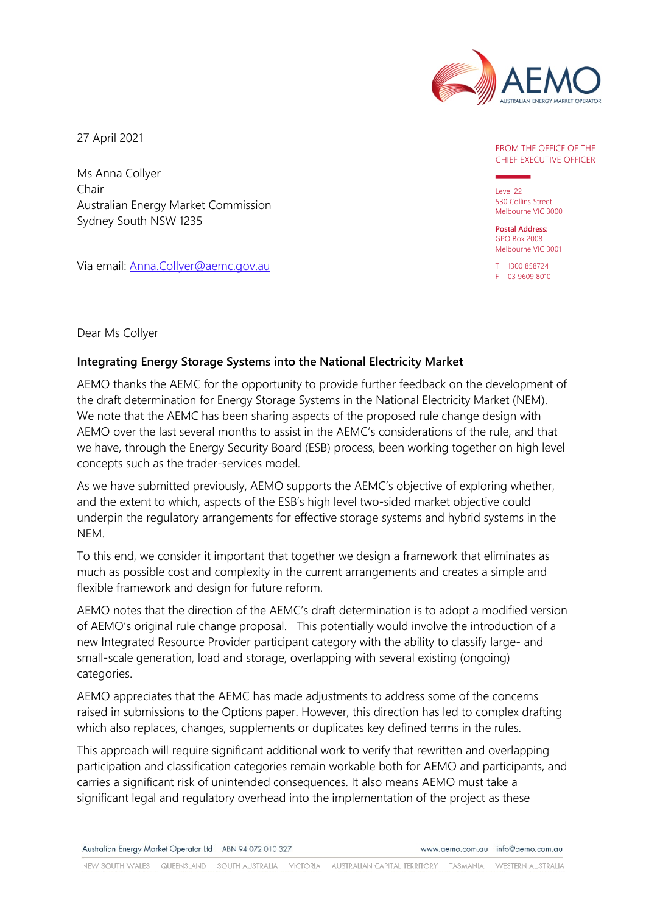FROM THE OFFICE OF THE CHIEF EXECUTIVE OFFICER

Level 22
530 Collins Street
Melbourne VIC 3000

**Postal Address:**
GPO Box 2008
Melbourne VIC 3001

T 1300 858724
F 03 9609 8010

27 April 2021

Ms Anna Collyer
Chair
Australian Energy Market Commission
Sydney South NSW 1235

Via email: Anna.Collyer@aemc.gov.au

Dear Ms Collyer

**Integrating Energy Storage Systems into the National Electricity Market**

AEMO thanks the AEMC for the opportunity to provide further feedback on the development of the draft determination for Energy Storage Systems in the National Electricity Market (NEM). We note that the AEMC has been sharing aspects of the proposed rule change design with AEMO over the last several months to assist in the AEMC's considerations of the rule, and that we have, through the Energy Security Board (ESB) process, been working together on high level concepts such as the trader-services model.

As we have submitted previously, AEMO supports the AEMC's objective of exploring whether, and the extent to which, aspects of the ESB's high level two-sided market objective could underpin the regulatory arrangements for effective storage systems and hybrid systems in the NEM.

To this end, we consider it important that together we design a framework that eliminates as much as possible cost and complexity in the current arrangements and creates a simple and flexible framework and design for future reform.

AEMO notes that the direction of the AEMC's draft determination is to adopt a modified version of AEMO's original rule change proposal. This potentially would involve the introduction of a new Integrated Resource Provider participant category with the ability to classify large- and small-scale generation, load and storage, overlapping with several existing (ongoing) categories.

AEMO appreciates that the AEMC has made adjustments to address some of the concerns raised in submissions to the Options paper. However, this direction has led to complex drafting which also replaces, changes, supplements or duplicates key defined terms in the rules.

This approach will require significant additional work to verify that rewritten and overlapping participation and classification categories remain workable both for AEMO and participants, and carries a significant risk of unintended consequences. It also means AEMO must take a significant legal and regulatory overhead into the implementation of the project as these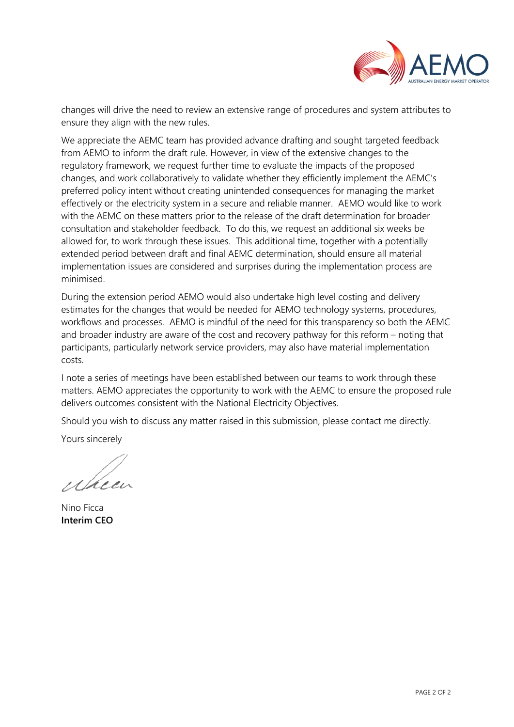changes will drive the need to review an extensive range of procedures and system attributes to ensure they align with the new rules.

We appreciate the AEMC team has provided advance drafting and sought targeted feedback from AEMO to inform the draft rule. However, in view of the extensive changes to the regulatory framework, we request further time to evaluate the impacts of the proposed changes, and work collaboratively to validate whether they efficiently implement the AEMC's preferred policy intent without creating unintended consequences for managing the market effectively or the electricity system in a secure and reliable manner. AEMO would like to work with the AEMC on these matters prior to the release of the draft determination for broader consultation and stakeholder feedback. To do this, we request an additional six weeks be allowed for, to work through these issues. This additional time, together with a potentially extended period between draft and final AEMC determination, should ensure all material implementation issues are considered and surprises during the implementation process are minimised.

During the extension period AEMO would also undertake high level costing and delivery estimates for the changes that would be needed for AEMO technology systems, procedures, workflows and processes. AEMO is mindful of the need for this transparency so both the AEMC and broader industry are aware of the cost and recovery pathway for this reform – noting that participants, particularly network service providers, may also have material implementation costs.

I note a series of meetings have been established between our teams to work through these matters. AEMO appreciates the opportunity to work with the AEMC to ensure the proposed rule delivers outcomes consistent with the National Electricity Objectives.

Should you wish to discuss any matter raised in this submission, please contact me directly.

Yours sincerely

Nino Ficca
**Interim CEO**